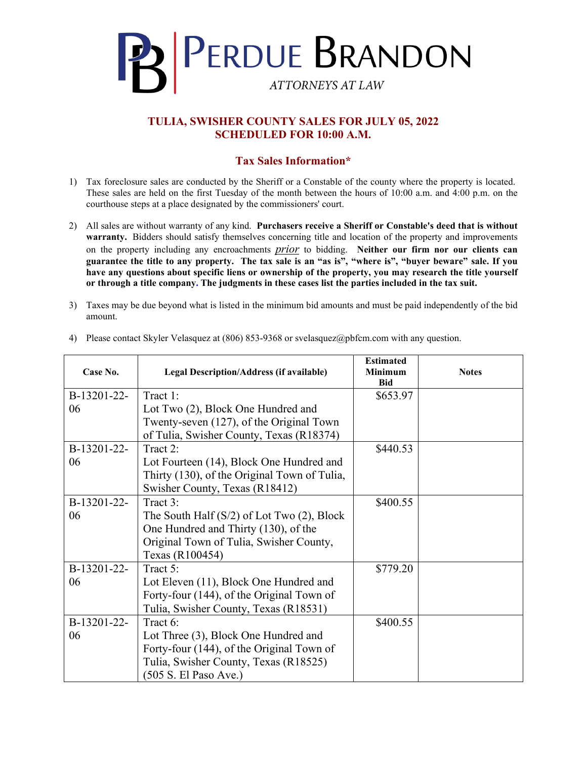# PERDUE BRANDON

*ATTORNEYS AT LAW*

## TULIA, SWISHER COUNTY SALES FOR JULY 05, 2022
## SCHEDULED FOR 10:00 A.M.

### Tax Sales Information*

1) Tax foreclosure sales are conducted by the Sheriff or a Constable of the county where the property is located. These sales are held on the first Tuesday of the month between the hours of 10:00 a.m. and 4:00 p.m. on the courthouse steps at a place designated by the commissioners' court.

2) All sales are without warranty of any kind. **Purchasers receive a Sheriff or Constable's deed that is without warranty.** Bidders should satisfy themselves concerning title and location of the property and improvements on the property including any encroachments *prior* to bidding. **Neither our firm nor our clients can guarantee the title to any property. The tax sale is an "as is", "where is", "buyer beware" sale. If you have any questions about specific liens or ownership of the property, you may research the title yourself or through a title company. The judgments in these cases list the parties included in the tax suit.**

3) Taxes may be due beyond what is listed in the minimum bid amounts and must be paid independently of the bid amount.

4) Please contact Skyler Velasquez at (806) 853-9368 or svelasquez@pbfcm.com with any question.

| Case No. | Legal Description/Address (if available) | Estimated Minimum Bid | Notes |
|---|---|---|---|
| B-13201-22-06 | Tract 1: Lot Two (2), Block One Hundred and Twenty-seven (127), of the Original Town of Tulia, Swisher County, Texas (R18374) | $653.97 | |
| B-13201-22-06 | Tract 2: Lot Fourteen (14), Block One Hundred and Thirty (130), of the Original Town of Tulia, Swisher County, Texas (R18412) | $440.53 | |
| B-13201-22-06 | Tract 3: The South Half (S/2) of Lot Two (2), Block One Hundred and Thirty (130), of the Original Town of Tulia, Swisher County, Texas (R100454) | $400.55 | |
| B-13201-22-06 | Tract 5: Lot Eleven (11), Block One Hundred and Forty-four (144), of the Original Town of Tulia, Swisher County, Texas (R18531) | $779.20 | |
| B-13201-22-06 | Tract 6: Lot Three (3), Block One Hundred and Forty-four (144), of the Original Town of Tulia, Swisher County, Texas (R18525) (505 S. El Paso Ave.) | $400.55 | |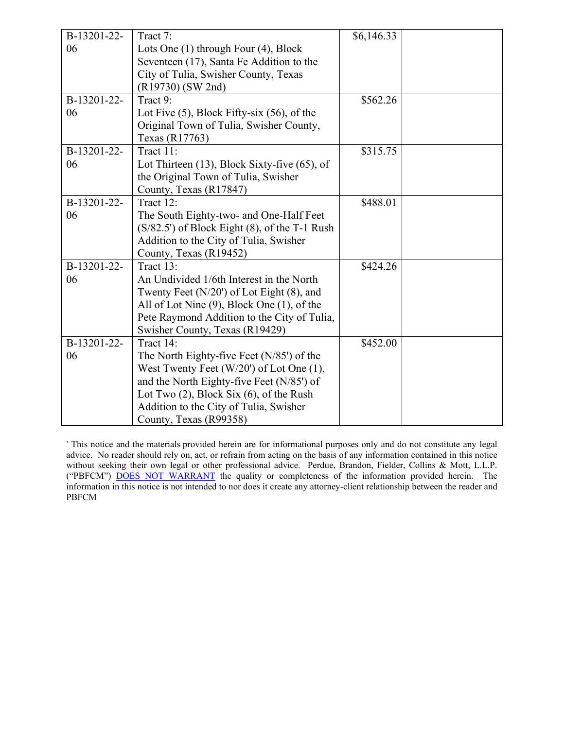| | | | |
|---|---|---|---|
| B-13201-22-06 | Tract 7:<br>Lots One (1) through Four (4), Block Seventeen (17), Santa Fe Addition to the City of Tulia, Swisher County, Texas (R19730) (SW 2nd) | $6,146.33 | |
| B-13201-22-06 | Tract 9:<br>Lot Five (5), Block Fifty-six (56), of the Original Town of Tulia, Swisher County, Texas (R17763) | $562.26 | |
| B-13201-22-06 | Tract 11:<br>Lot Thirteen (13), Block Sixty-five (65), of the Original Town of Tulia, Swisher County, Texas (R17847) | $315.75 | |
| B-13201-22-06 | Tract 12:<br>The South Eighty-two- and One-Half Feet (S/82.5') of Block Eight (8), of the T-1 Rush Addition to the City of Tulia, Swisher County, Texas (R19452) | $488.01 | |
| B-13201-22-06 | Tract 13:<br>An Undivided 1/6th Interest in the North Twenty Feet (N/20') of Lot Eight (8), and All of Lot Nine (9), Block One (1), of the Pete Raymond Addition to the City of Tulia, Swisher County, Texas (R19429) | $424.26 | |
| B-13201-22-06 | Tract 14:<br>The North Eighty-five Feet (N/85') of the West Twenty Feet (W/20') of Lot One (1), and the North Eighty-five Feet (N/85') of Lot Two (2), Block Six (6), of the Rush Addition to the City of Tulia, Swisher County, Texas (R99358) | $452.00 | |

* This notice and the materials provided herein are for informational purposes only and do not constitute any legal advice. No reader should rely on, act, or refrain from acting on the basis of any information contained in this notice without seeking their own legal or other professional advice. Perdue, Brandon, Fielder, Collins & Mott, L.L.P. ("PBFCM") DOES NOT WARRANT the quality or completeness of the information provided herein. The information in this notice is not intended to nor does it create any attorney-client relationship between the reader and PBFCM